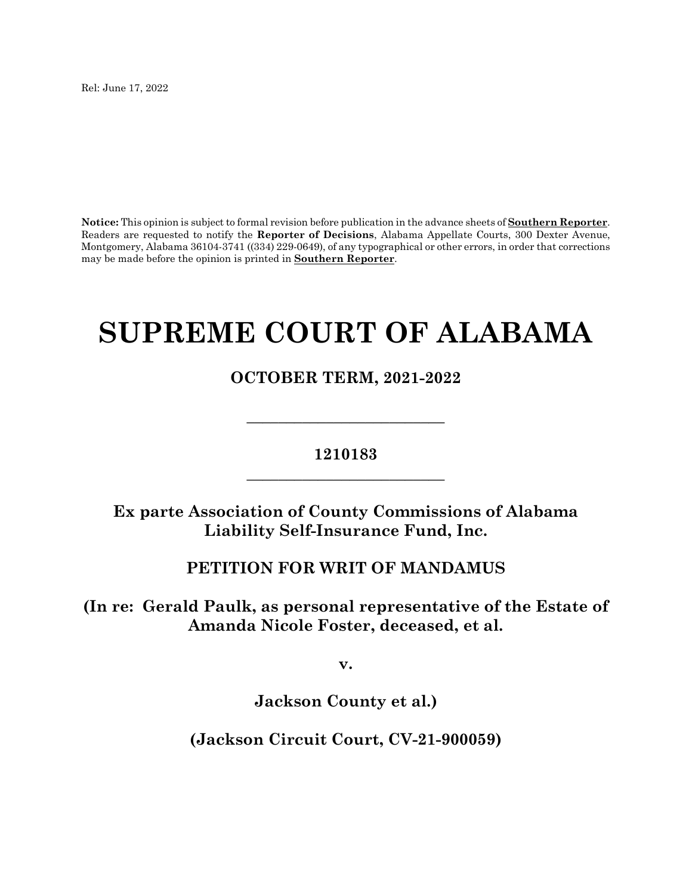Rel: June 17, 2022

**Notice:** This opinion is subject to formal revision before publication in the advance sheets of **Southern Reporter**. Readers are requested to notify the **Reporter of Decisions**, Alabama Appellate Courts, 300 Dexter Avenue, Montgomery, Alabama 36104-3741 ((334) 229-0649), of any typographical or other errors, in order that corrections may be made before the opinion is printed in **Southern Reporter**.

# SUPREME COURT OF ALABAMA

## OCTOBER TERM, 2021-2022

---

**1210183**

---

**Ex parte Association of County Commissions of Alabama Liability Self-Insurance Fund, Inc.**

**PETITION FOR WRIT OF MANDAMUS**

**(In re: Gerald Paulk, as personal representative of the Estate of Amanda Nicole Foster, deceased, et al.**

**v.**

**Jackson County et al.)**

**(Jackson Circuit Court, CV-21-900059)**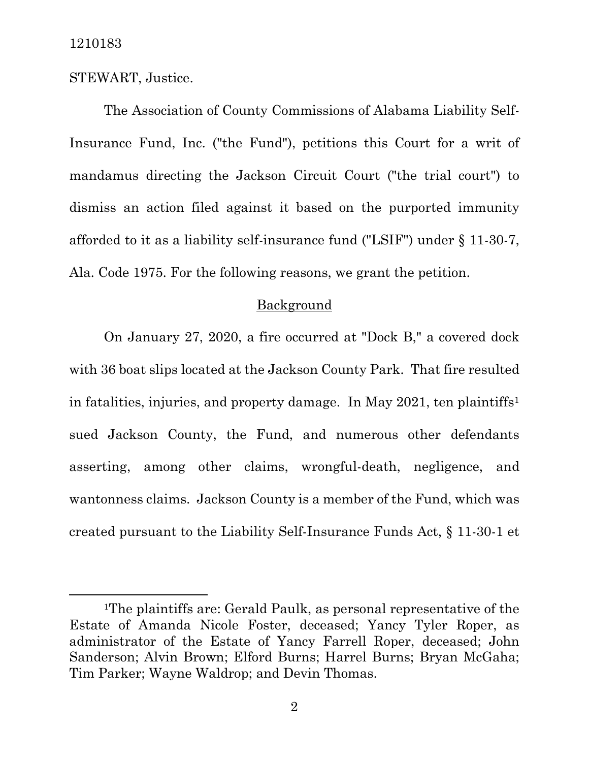STEWART, Justice.

The Association of County Commissions of Alabama Liability Self-Insurance Fund, Inc. ("the Fund"), petitions this Court for a writ of mandamus directing the Jackson Circuit Court ("the trial court") to dismiss an action filed against it based on the purported immunity afforded to it as a liability self-insurance fund ("LSIF") under § 11-30-7, Ala. Code 1975. For the following reasons, we grant the petition.

## Background

On January 27, 2020, a fire occurred at "Dock B," a covered dock with 36 boat slips located at the Jackson County Park. That fire resulted in fatalities, injuries, and property damage. In May 2021, ten plaintiffs[1] sued Jackson County, the Fund, and numerous other defendants asserting, among other claims, wrongful-death, negligence, and wantonness claims. Jackson County is a member of the Fund, which was created pursuant to the Liability Self-Insurance Funds Act, § 11-30-1 et

[1]The plaintiffs are: Gerald Paulk, as personal representative of the Estate of Amanda Nicole Foster, deceased; Yancy Tyler Roper, as administrator of the Estate of Yancy Farrell Roper, deceased; John Sanderson; Alvin Brown; Elford Burns; Harrel Burns; Bryan McGaha; Tim Parker; Wayne Waldrop; and Devin Thomas.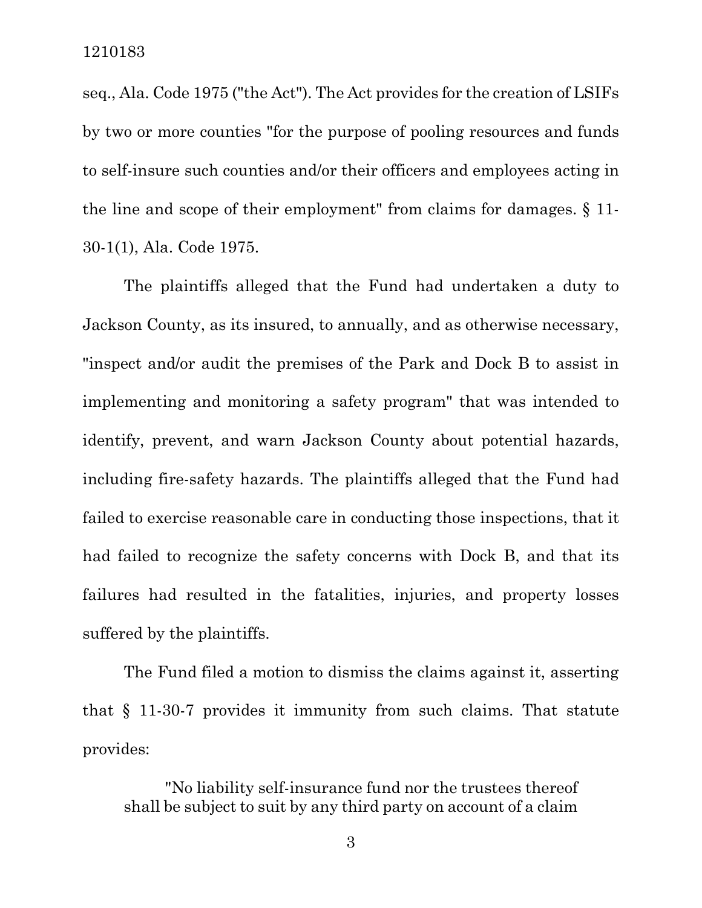seq., Ala. Code 1975 ("the Act"). The Act provides for the creation of LSIFs by two or more counties "for the purpose of pooling resources and funds to self-insure such counties and/or their officers and employees acting in the line and scope of their employment" from claims for damages. § 11-30-1(1), Ala. Code 1975.

The plaintiffs alleged that the Fund had undertaken a duty to Jackson County, as its insured, to annually, and as otherwise necessary, "inspect and/or audit the premises of the Park and Dock B to assist in implementing and monitoring a safety program" that was intended to identify, prevent, and warn Jackson County about potential hazards, including fire-safety hazards. The plaintiffs alleged that the Fund had failed to exercise reasonable care in conducting those inspections, that it had failed to recognize the safety concerns with Dock B, and that its failures had resulted in the fatalities, injuries, and property losses suffered by the plaintiffs.

The Fund filed a motion to dismiss the claims against it, asserting that § 11-30-7 provides it immunity from such claims. That statute provides:

> "No liability self-insurance fund nor the trustees thereof shall be subject to suit by any third party on account of a claim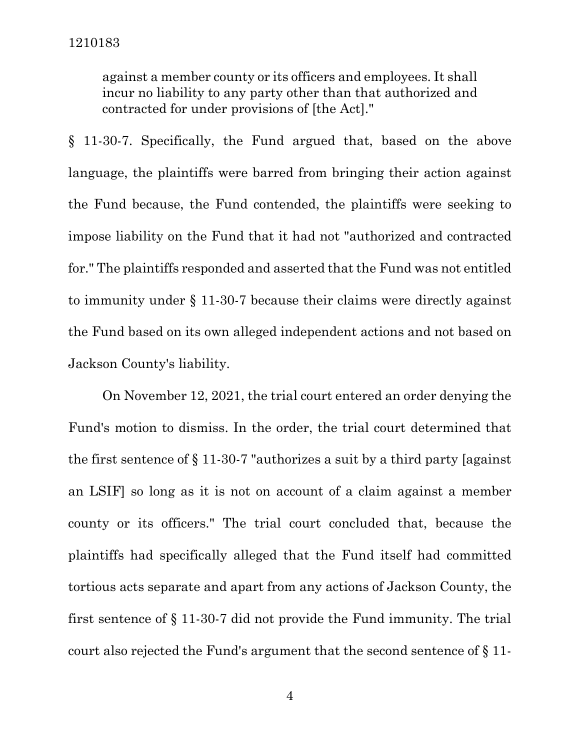> against a member county or its officers and employees. It shall incur no liability to any party other than that authorized and contracted for under provisions of [the Act]."

§ 11-30-7. Specifically, the Fund argued that, based on the above language, the plaintiffs were barred from bringing their action against the Fund because, the Fund contended, the plaintiffs were seeking to impose liability on the Fund that it had not "authorized and contracted for." The plaintiffs responded and asserted that the Fund was not entitled to immunity under § 11-30-7 because their claims were directly against the Fund based on its own alleged independent actions and not based on Jackson County's liability.

On November 12, 2021, the trial court entered an order denying the Fund's motion to dismiss. In the order, the trial court determined that the first sentence of § 11-30-7 "authorizes a suit by a third party [against an LSIF] so long as it is not on account of a claim against a member county or its officers." The trial court concluded that, because the plaintiffs had specifically alleged that the Fund itself had committed tortious acts separate and apart from any actions of Jackson County, the first sentence of § 11-30-7 did not provide the Fund immunity. The trial court also rejected the Fund's argument that the second sentence of § 11-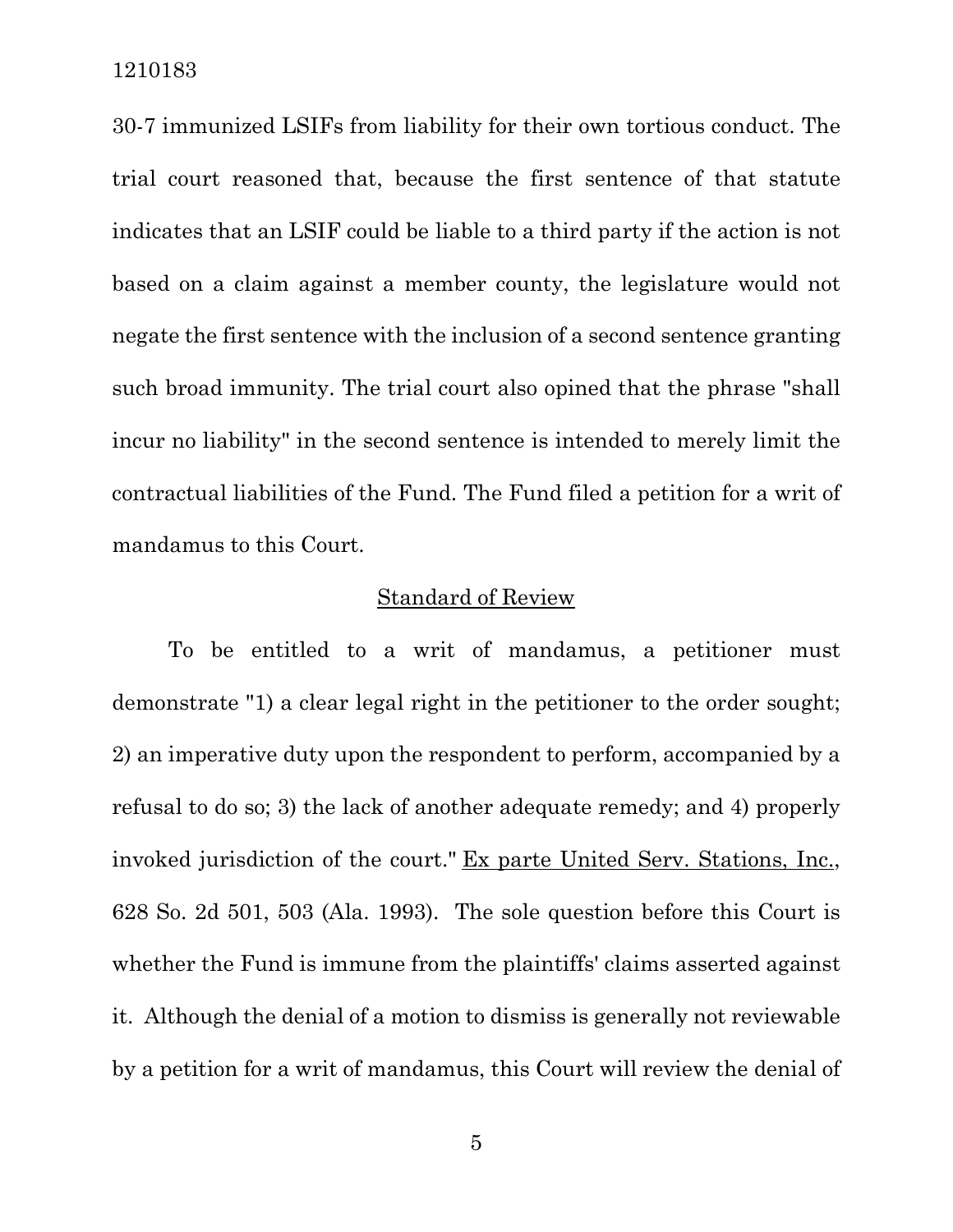30-7 immunized LSIFs from liability for their own tortious conduct. The trial court reasoned that, because the first sentence of that statute indicates that an LSIF could be liable to a third party if the action is not based on a claim against a member county, the legislature would not negate the first sentence with the inclusion of a second sentence granting such broad immunity. The trial court also opined that the phrase "shall incur no liability" in the second sentence is intended to merely limit the contractual liabilities of the Fund. The Fund filed a petition for a writ of mandamus to this Court.

## Standard of Review

To be entitled to a writ of mandamus, a petitioner must demonstrate "1) a clear legal right in the petitioner to the order sought; 2) an imperative duty upon the respondent to perform, accompanied by a refusal to do so; 3) the lack of another adequate remedy; and 4) properly invoked jurisdiction of the court." Ex parte United Serv. Stations, Inc., 628 So. 2d 501, 503 (Ala. 1993). The sole question before this Court is whether the Fund is immune from the plaintiffs' claims asserted against it. Although the denial of a motion to dismiss is generally not reviewable by a petition for a writ of mandamus, this Court will review the denial of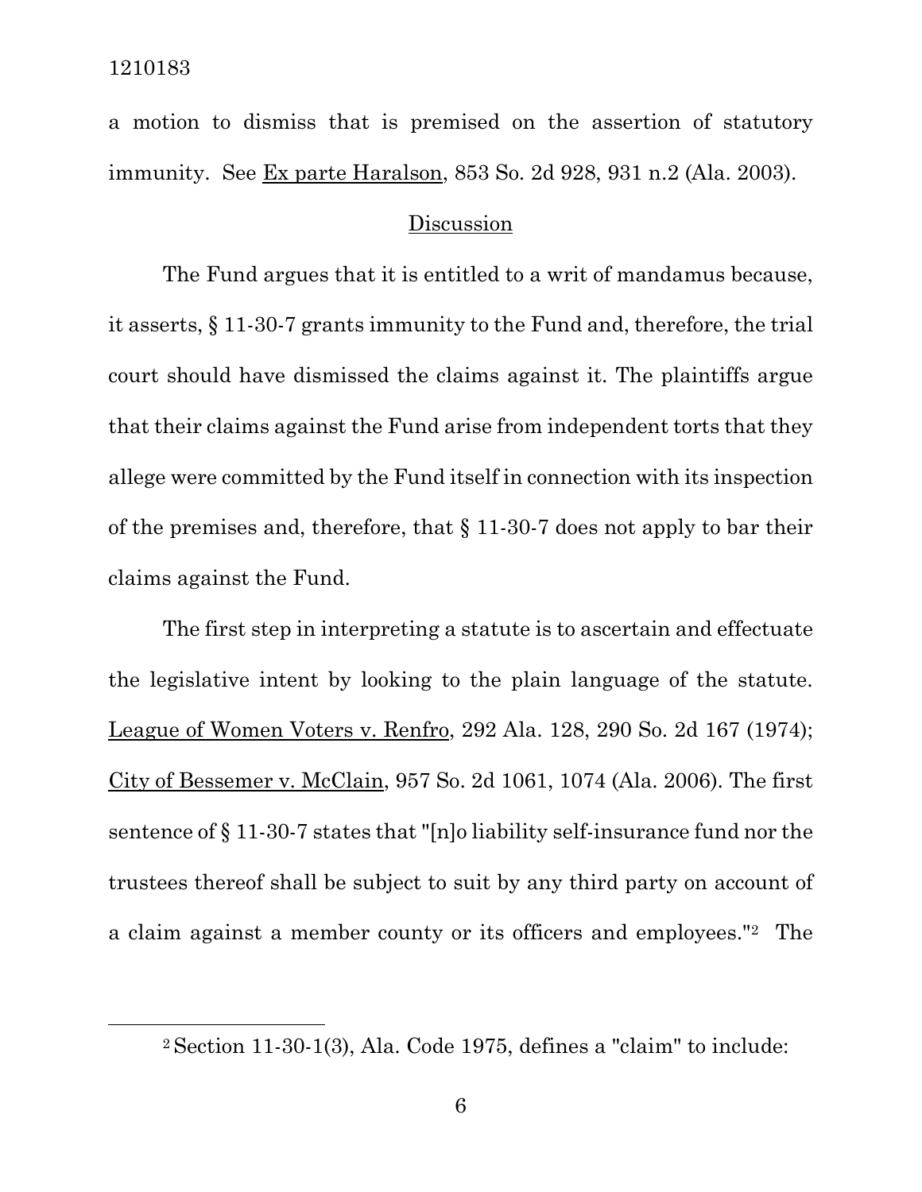a motion to dismiss that is premised on the assertion of statutory immunity. See Ex parte Haralson, 853 So. 2d 928, 931 n.2 (Ala. 2003).

## Discussion

The Fund argues that it is entitled to a writ of mandamus because, it asserts, § 11-30-7 grants immunity to the Fund and, therefore, the trial court should have dismissed the claims against it. The plaintiffs argue that their claims against the Fund arise from independent torts that they allege were committed by the Fund itself in connection with its inspection of the premises and, therefore, that § 11-30-7 does not apply to bar their claims against the Fund.

The first step in interpreting a statute is to ascertain and effectuate the legislative intent by looking to the plain language of the statute. League of Women Voters v. Renfro, 292 Ala. 128, 290 So. 2d 167 (1974); City of Bessemer v. McClain, 957 So. 2d 1061, 1074 (Ala. 2006). The first sentence of § 11-30-7 states that "[n]o liability self-insurance fund nor the trustees thereof shall be subject to suit by any third party on account of a claim against a member county or its officers and employees."[2] The

---

[2] Section 11-30-1(3), Ala. Code 1975, defines a "claim" to include: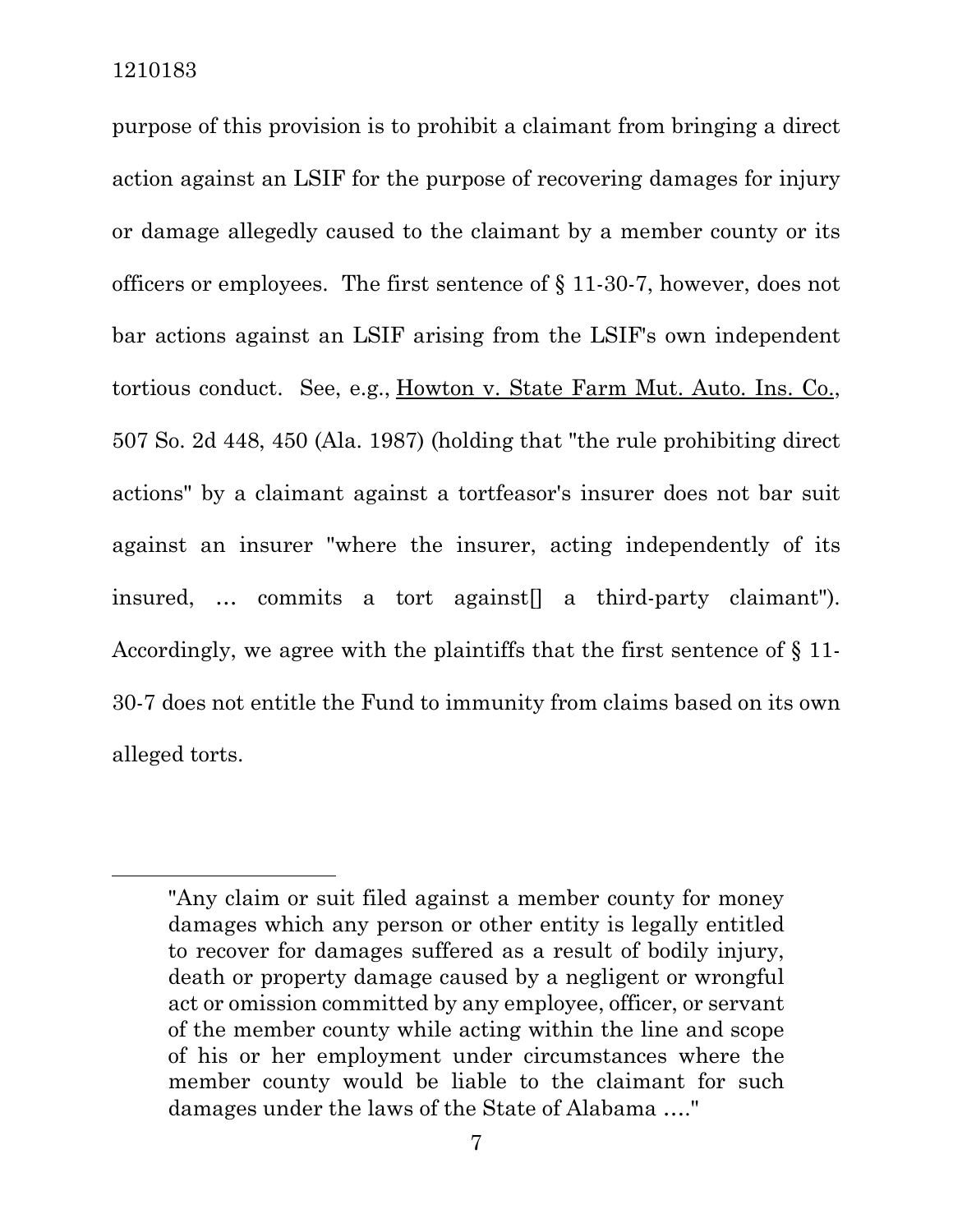purpose of this provision is to prohibit a claimant from bringing a direct action against an LSIF for the purpose of recovering damages for injury or damage allegedly caused to the claimant by a member county or its officers or employees. The first sentence of § 11-30-7, however, does not bar actions against an LSIF arising from the LSIF's own independent tortious conduct. See, e.g., Howton v. State Farm Mut. Auto. Ins. Co., 507 So. 2d 448, 450 (Ala. 1987) (holding that "the rule prohibiting direct actions" by a claimant against a tortfeasor's insurer does not bar suit against an insurer "where the insurer, acting independently of its insured, … commits a tort against[] a third-party claimant"). Accordingly, we agree with the plaintiffs that the first sentence of § 11-30-7 does not entitle the Fund to immunity from claims based on its own alleged torts.

---

> "Any claim or suit filed against a member county for money damages which any person or other entity is legally entitled to recover for damages suffered as a result of bodily injury, death or property damage caused by a negligent or wrongful act or omission committed by any employee, officer, or servant of the member county while acting within the line and scope of his or her employment under circumstances where the member county would be liable to the claimant for such damages under the laws of the State of Alabama …."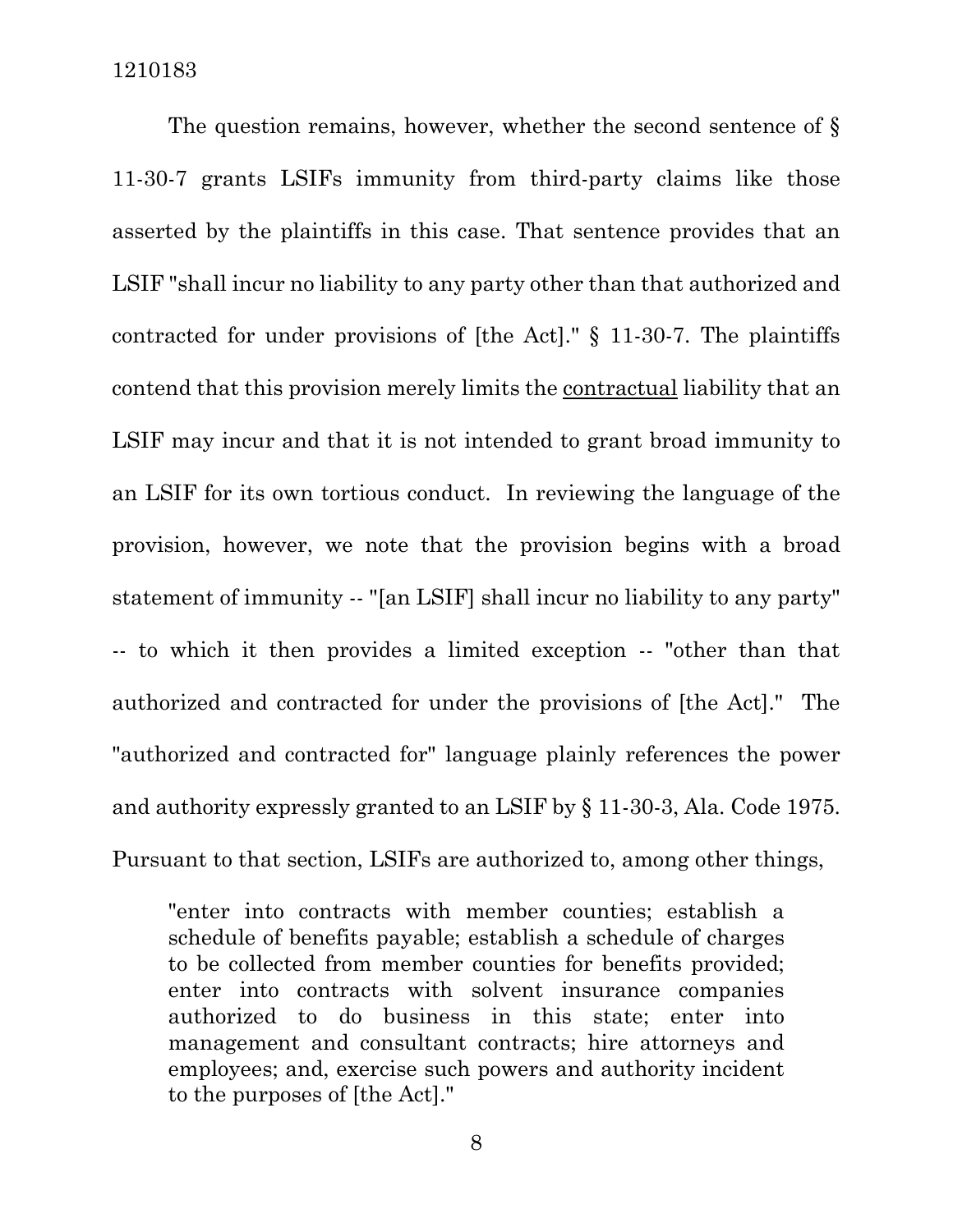The question remains, however, whether the second sentence of § 11-30-7 grants LSIFs immunity from third-party claims like those asserted by the plaintiffs in this case. That sentence provides that an LSIF "shall incur no liability to any party other than that authorized and contracted for under provisions of [the Act]." § 11-30-7. The plaintiffs contend that this provision merely limits the <u>contractual</u> liability that an LSIF may incur and that it is not intended to grant broad immunity to an LSIF for its own tortious conduct. In reviewing the language of the provision, however, we note that the provision begins with a broad statement of immunity -- "[an LSIF] shall incur no liability to any party" -- to which it then provides a limited exception -- "other than that authorized and contracted for under the provisions of [the Act]." The "authorized and contracted for" language plainly references the power and authority expressly granted to an LSIF by § 11-30-3, Ala. Code 1975. Pursuant to that section, LSIFs are authorized to, among other things,

> "enter into contracts with member counties; establish a schedule of benefits payable; establish a schedule of charges to be collected from member counties for benefits provided; enter into contracts with solvent insurance companies authorized to do business in this state; enter into management and consultant contracts; hire attorneys and employees; and, exercise such powers and authority incident to the purposes of [the Act]."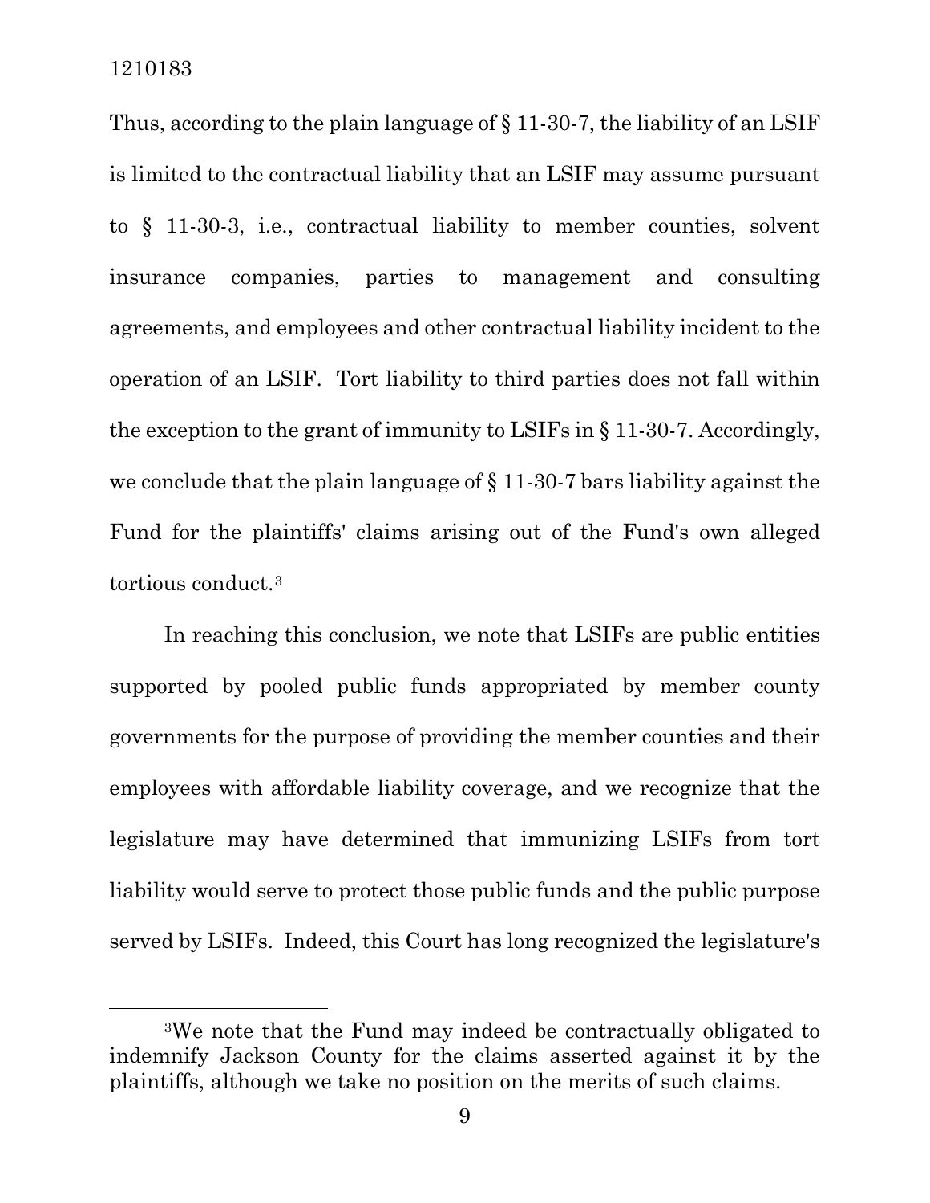Thus, according to the plain language of § 11-30-7, the liability of an LSIF is limited to the contractual liability that an LSIF may assume pursuant to § 11-30-3, i.e., contractual liability to member counties, solvent insurance companies, parties to management and consulting agreements, and employees and other contractual liability incident to the operation of an LSIF. Tort liability to third parties does not fall within the exception to the grant of immunity to LSIFs in § 11-30-7. Accordingly, we conclude that the plain language of § 11-30-7 bars liability against the Fund for the plaintiffs' claims arising out of the Fund's own alleged tortious conduct.[3]

In reaching this conclusion, we note that LSIFs are public entities supported by pooled public funds appropriated by member county governments for the purpose of providing the member counties and their employees with affordable liability coverage, and we recognize that the legislature may have determined that immunizing LSIFs from tort liability would serve to protect those public funds and the public purpose served by LSIFs. Indeed, this Court has long recognized the legislature's

---

[3]We note that the Fund may indeed be contractually obligated to indemnify Jackson County for the claims asserted against it by the plaintiffs, although we take no position on the merits of such claims.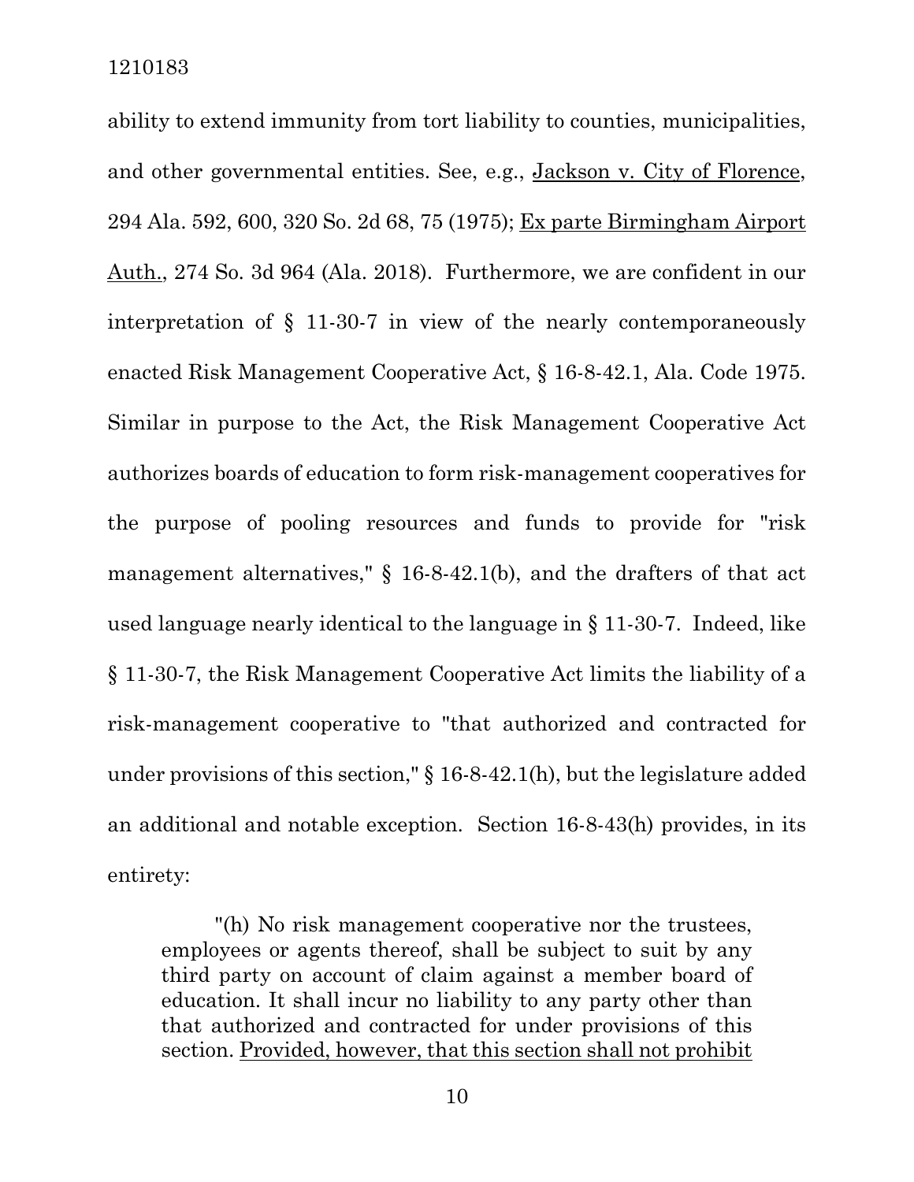ability to extend immunity from tort liability to counties, municipalities, and other governmental entities. See, e.g., Jackson v. City of Florence, 294 Ala. 592, 600, 320 So. 2d 68, 75 (1975); Ex parte Birmingham Airport Auth., 274 So. 3d 964 (Ala. 2018). Furthermore, we are confident in our interpretation of § 11-30-7 in view of the nearly contemporaneously enacted Risk Management Cooperative Act, § 16-8-42.1, Ala. Code 1975. Similar in purpose to the Act, the Risk Management Cooperative Act authorizes boards of education to form risk-management cooperatives for the purpose of pooling resources and funds to provide for "risk management alternatives," § 16-8-42.1(b), and the drafters of that act used language nearly identical to the language in § 11-30-7. Indeed, like § 11-30-7, the Risk Management Cooperative Act limits the liability of a risk-management cooperative to "that authorized and contracted for under provisions of this section," § 16-8-42.1(h), but the legislature added an additional and notable exception. Section 16-8-43(h) provides, in its entirety:

> "(h) No risk management cooperative nor the trustees, employees or agents thereof, shall be subject to suit by any third party on account of claim against a member board of education. It shall incur no liability to any party other than that authorized and contracted for under provisions of this section. <u>Provided, however, that this section shall not prohibit</u>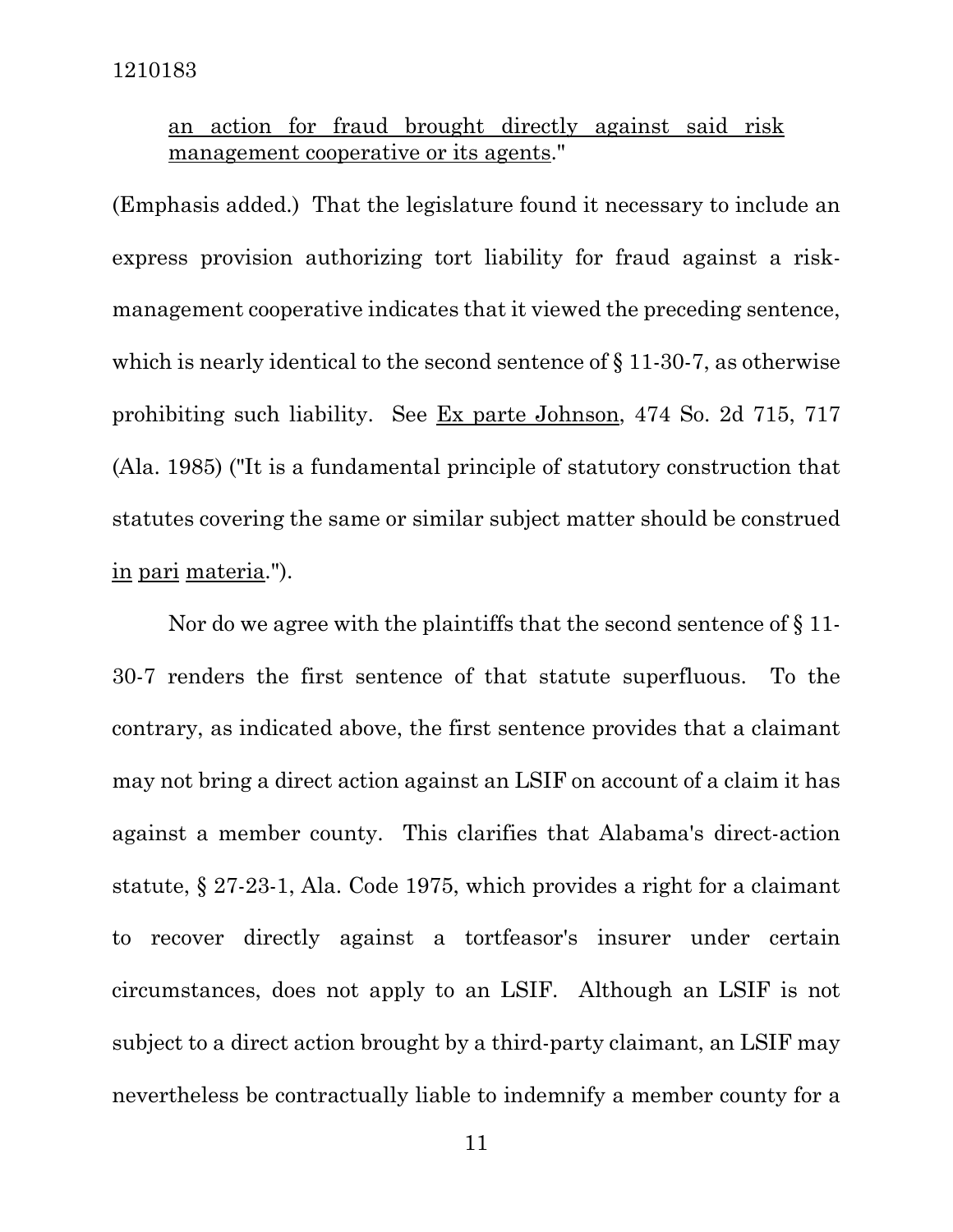an action for fraud brought directly against said risk management cooperative or its agents."

(Emphasis added.) That the legislature found it necessary to include an express provision authorizing tort liability for fraud against a risk-management cooperative indicates that it viewed the preceding sentence, which is nearly identical to the second sentence of § 11-30-7, as otherwise prohibiting such liability. See Ex parte Johnson, 474 So. 2d 715, 717 (Ala. 1985) ("It is a fundamental principle of statutory construction that statutes covering the same or similar subject matter should be construed in pari materia.").

Nor do we agree with the plaintiffs that the second sentence of § 11-30-7 renders the first sentence of that statute superfluous. To the contrary, as indicated above, the first sentence provides that a claimant may not bring a direct action against an LSIF on account of a claim it has against a member county. This clarifies that Alabama's direct-action statute, § 27-23-1, Ala. Code 1975, which provides a right for a claimant to recover directly against a tortfeasor's insurer under certain circumstances, does not apply to an LSIF. Although an LSIF is not subject to a direct action brought by a third-party claimant, an LSIF may nevertheless be contractually liable to indemnify a member county for a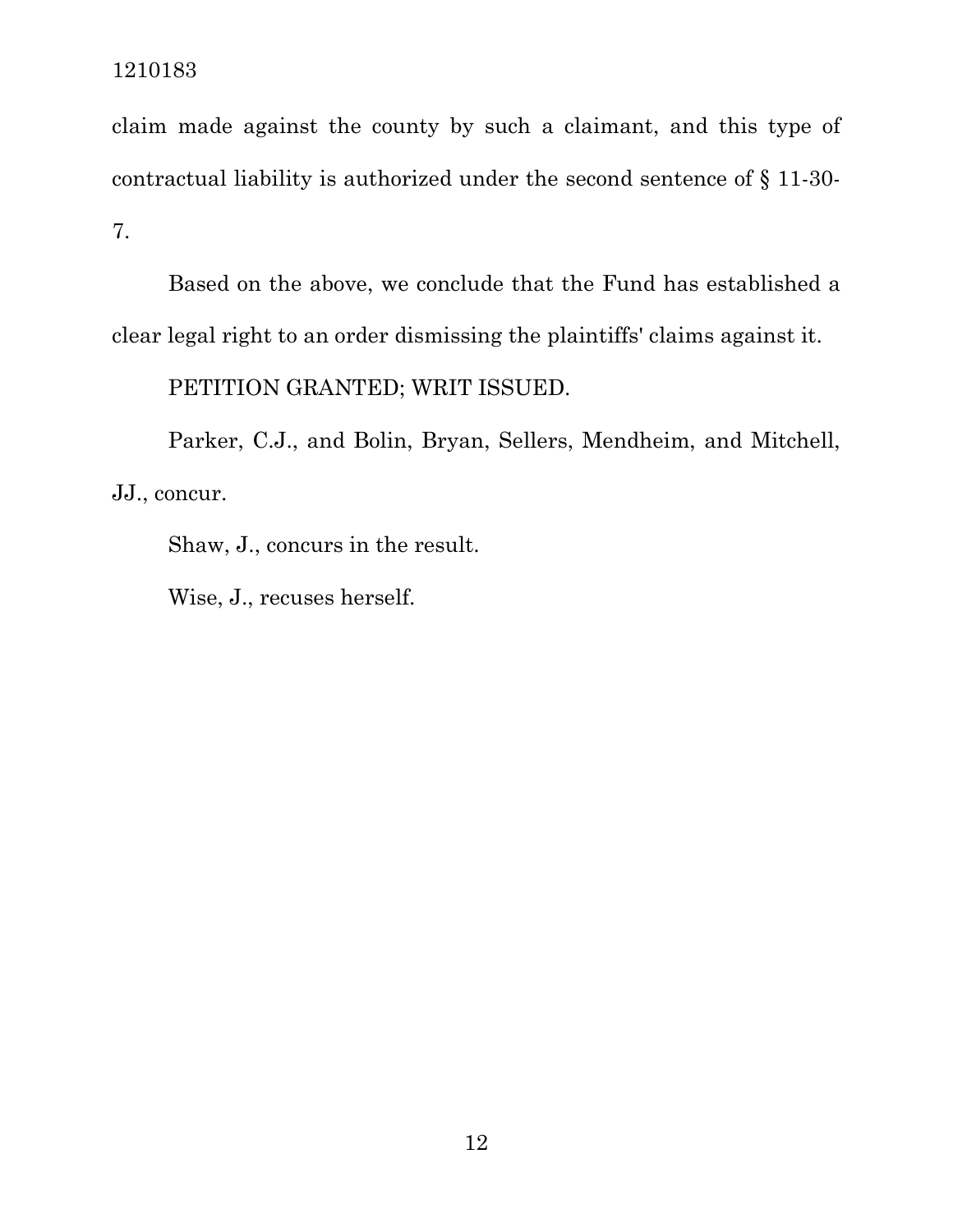claim made against the county by such a claimant, and this type of contractual liability is authorized under the second sentence of § 11-30-7.

Based on the above, we conclude that the Fund has established a clear legal right to an order dismissing the plaintiffs' claims against it.

PETITION GRANTED; WRIT ISSUED.

Parker, C.J., and Bolin, Bryan, Sellers, Mendheim, and Mitchell, JJ., concur.

Shaw, J., concurs in the result.

Wise, J., recuses herself.